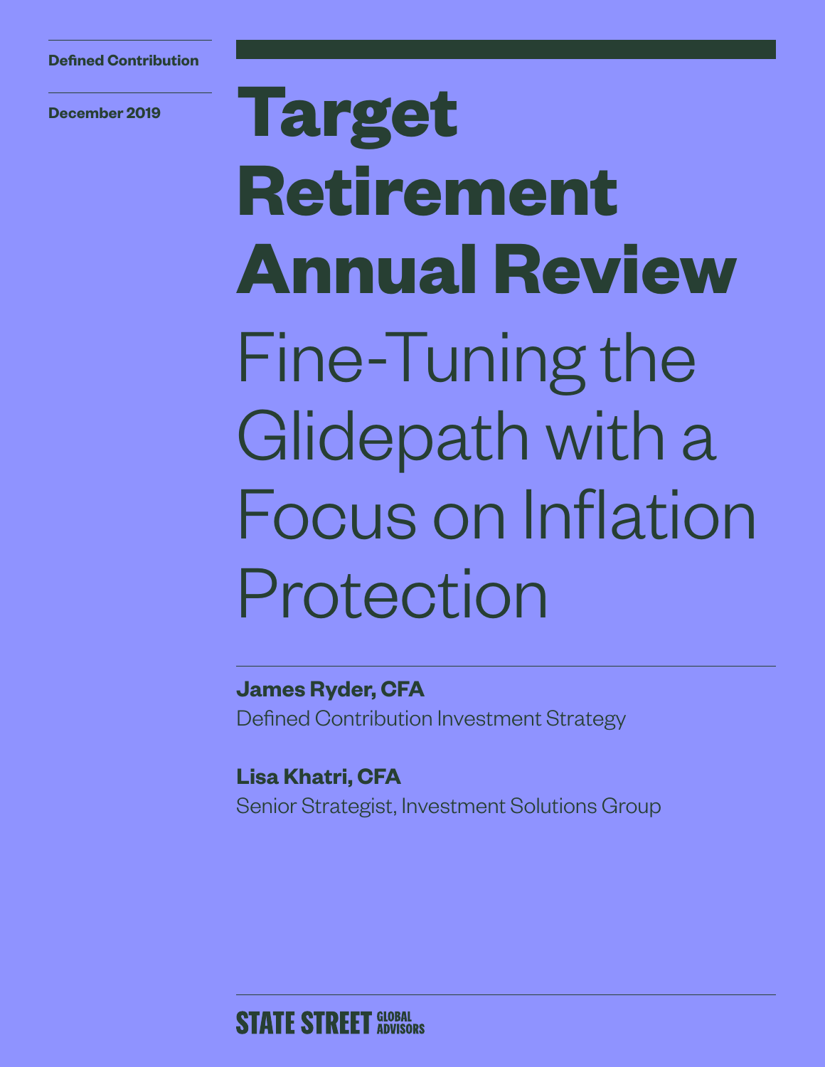Defined Contribution

December 2019

# Target Retirement Annual Review

## Fine-Tuning the Glidepath with a Focus on Inflation Protection

**James Ryder, CFA**
Defined Contribution Investment Strategy

**Lisa Khatri, CFA**
Senior Strategist, Investment Solutions Group

STATE STREET GLOBAL ADVISORS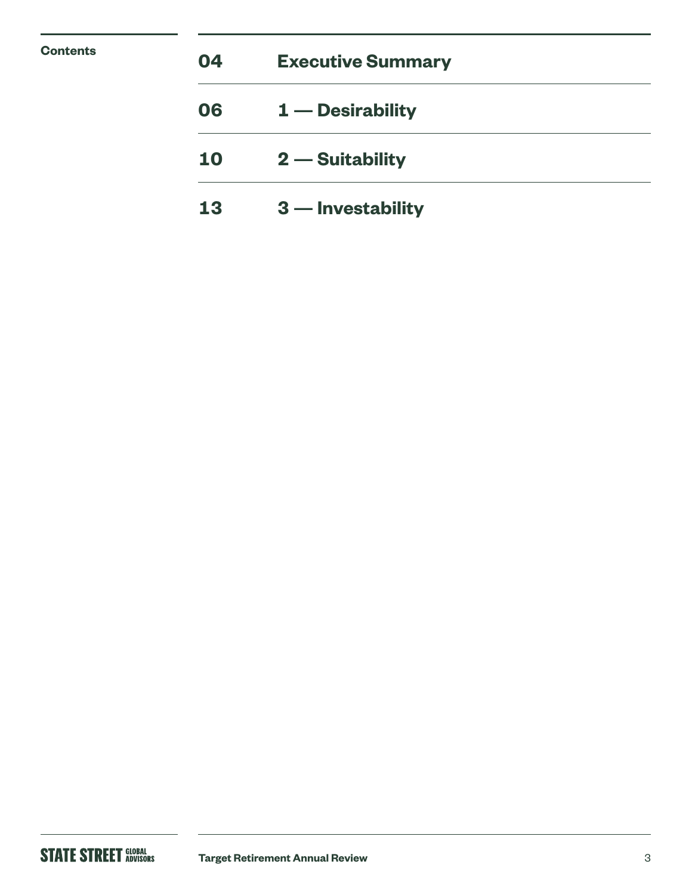## Contents

| | |
|---|---|
| 04 | **Executive Summary** |
| 06 | **1 — Desirability** |
| 10 | **2 — Suitability** |
| 13 | **3 — Investability** |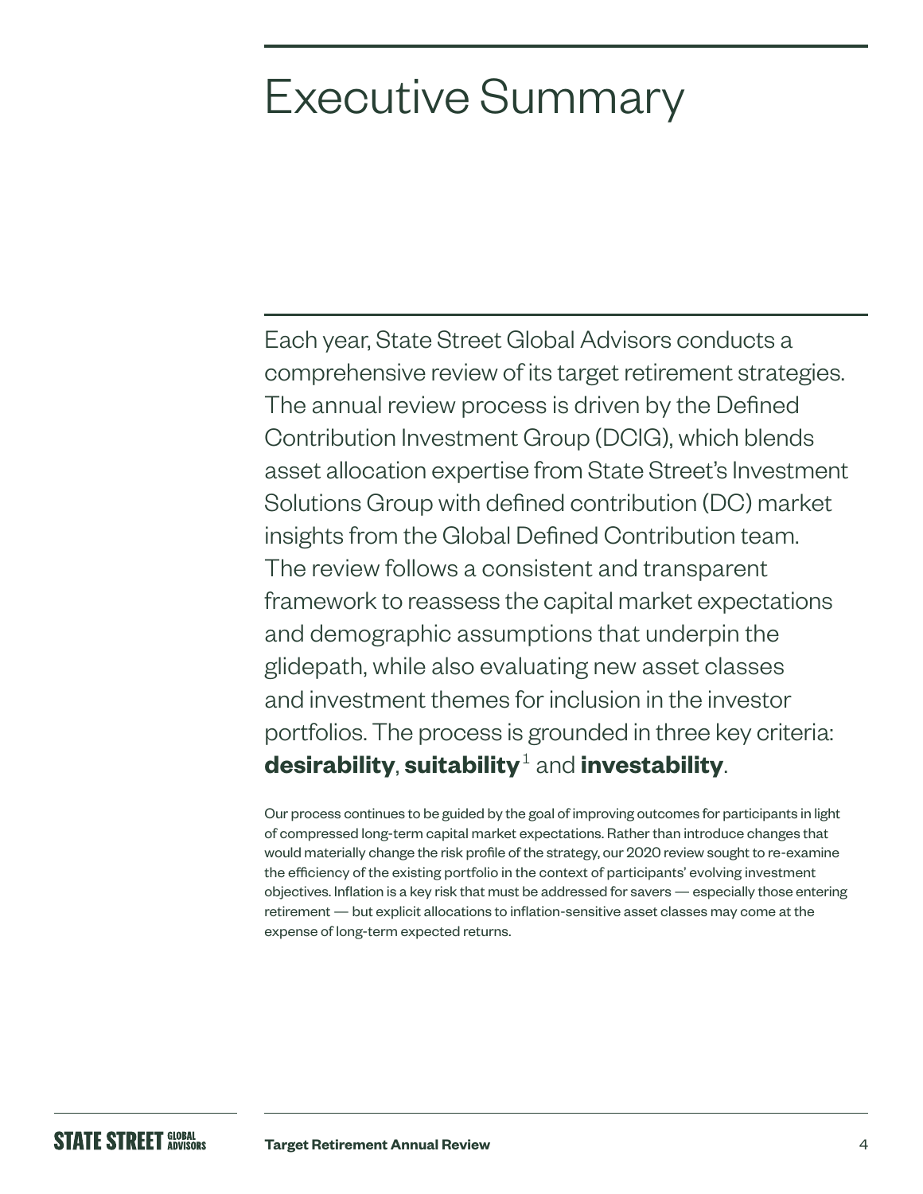# Executive Summary

Each year, State Street Global Advisors conducts a comprehensive review of its target retirement strategies. The annual review process is driven by the Defined Contribution Investment Group (DCIG), which blends asset allocation expertise from State Street's Investment Solutions Group with defined contribution (DC) market insights from the Global Defined Contribution team. The review follows a consistent and transparent framework to reassess the capital market expectations and demographic assumptions that underpin the glidepath, while also evaluating new asset classes and investment themes for inclusion in the investor portfolios. The process is grounded in three key criteria: **desirability**, **suitability**[1] and **investability**.

Our process continues to be guided by the goal of improving outcomes for participants in light of compressed long-term capital market expectations. Rather than introduce changes that would materially change the risk profile of the strategy, our 2020 review sought to re-examine the efficiency of the existing portfolio in the context of participants' evolving investment objectives. Inflation is a key risk that must be addressed for savers — especially those entering retirement — but explicit allocations to inflation-sensitive asset classes may come at the expense of long-term expected returns.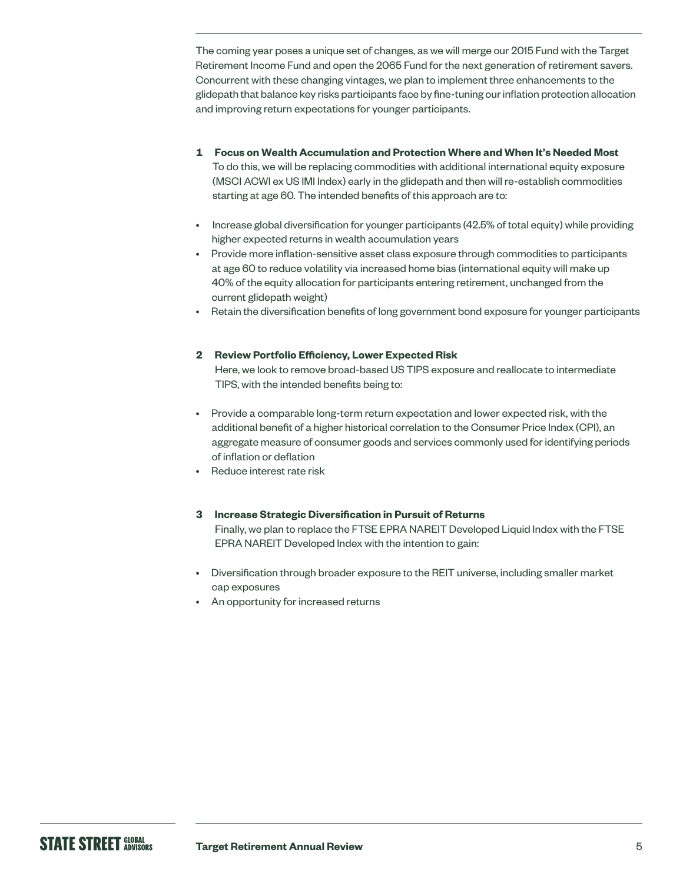The coming year poses a unique set of changes, as we will merge our 2015 Fund with the Target Retirement Income Fund and open the 2065 Fund for the next generation of retirement savers. Concurrent with these changing vintages, we plan to implement three enhancements to the glidepath that balance key risks participants face by fine-tuning our inflation protection allocation and improving return expectations for younger participants.

**1 Focus on Wealth Accumulation and Protection Where and When It's Needed Most**

To do this, we will be replacing commodities with additional international equity exposure (MSCI ACWI ex US IMI Index) early in the glidepath and then will re-establish commodities starting at age 60. The intended benefits of this approach are to:

- Increase global diversification for younger participants (42.5% of total equity) while providing higher expected returns in wealth accumulation years
- Provide more inflation-sensitive asset class exposure through commodities to participants at age 60 to reduce volatility via increased home bias (international equity will make up 40% of the equity allocation for participants entering retirement, unchanged from the current glidepath weight)
- Retain the diversification benefits of long government bond exposure for younger participants

**2 Review Portfolio Efficiency, Lower Expected Risk**

Here, we look to remove broad-based US TIPS exposure and reallocate to intermediate TIPS, with the intended benefits being to:

- Provide a comparable long-term return expectation and lower expected risk, with the additional benefit of a higher historical correlation to the Consumer Price Index (CPI), an aggregate measure of consumer goods and services commonly used for identifying periods of inflation or deflation
- Reduce interest rate risk

**3 Increase Strategic Diversification in Pursuit of Returns**

Finally, we plan to replace the FTSE EPRA NAREIT Developed Liquid Index with the FTSE EPRA NAREIT Developed Index with the intention to gain:

- Diversification through broader exposure to the REIT universe, including smaller market cap exposures
- An opportunity for increased returns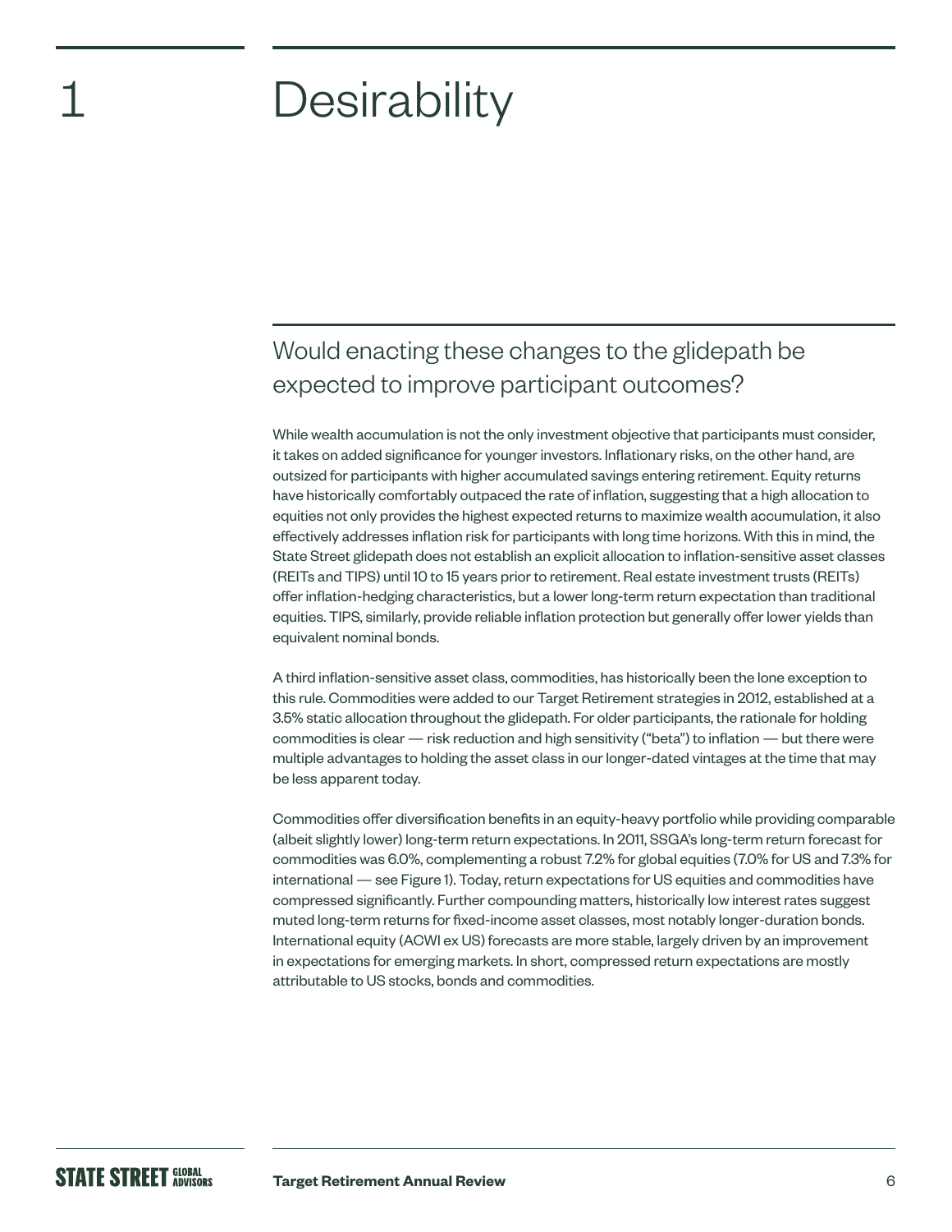# 1 Desirability

## Would enacting these changes to the glidepath be expected to improve participant outcomes?

While wealth accumulation is not the only investment objective that participants must consider, it takes on added significance for younger investors. Inflationary risks, on the other hand, are outsized for participants with higher accumulated savings entering retirement. Equity returns have historically comfortably outpaced the rate of inflation, suggesting that a high allocation to equities not only provides the highest expected returns to maximize wealth accumulation, it also effectively addresses inflation risk for participants with long time horizons. With this in mind, the State Street glidepath does not establish an explicit allocation to inflation-sensitive asset classes (REITs and TIPS) until 10 to 15 years prior to retirement. Real estate investment trusts (REITs) offer inflation-hedging characteristics, but a lower long-term return expectation than traditional equities. TIPS, similarly, provide reliable inflation protection but generally offer lower yields than equivalent nominal bonds.

A third inflation-sensitive asset class, commodities, has historically been the lone exception to this rule. Commodities were added to our Target Retirement strategies in 2012, established at a 3.5% static allocation throughout the glidepath. For older participants, the rationale for holding commodities is clear — risk reduction and high sensitivity ("beta") to inflation — but there were multiple advantages to holding the asset class in our longer-dated vintages at the time that may be less apparent today.

Commodities offer diversification benefits in an equity-heavy portfolio while providing comparable (albeit slightly lower) long-term return expectations. In 2011, SSGA's long-term return forecast for commodities was 6.0%, complementing a robust 7.2% for global equities (7.0% for US and 7.3% for international — see Figure 1). Today, return expectations for US equities and commodities have compressed significantly. Further compounding matters, historically low interest rates suggest muted long-term returns for fixed-income asset classes, most notably longer-duration bonds. International equity (ACWI ex US) forecasts are more stable, largely driven by an improvement in expectations for emerging markets. In short, compressed return expectations are mostly attributable to US stocks, bonds and commodities.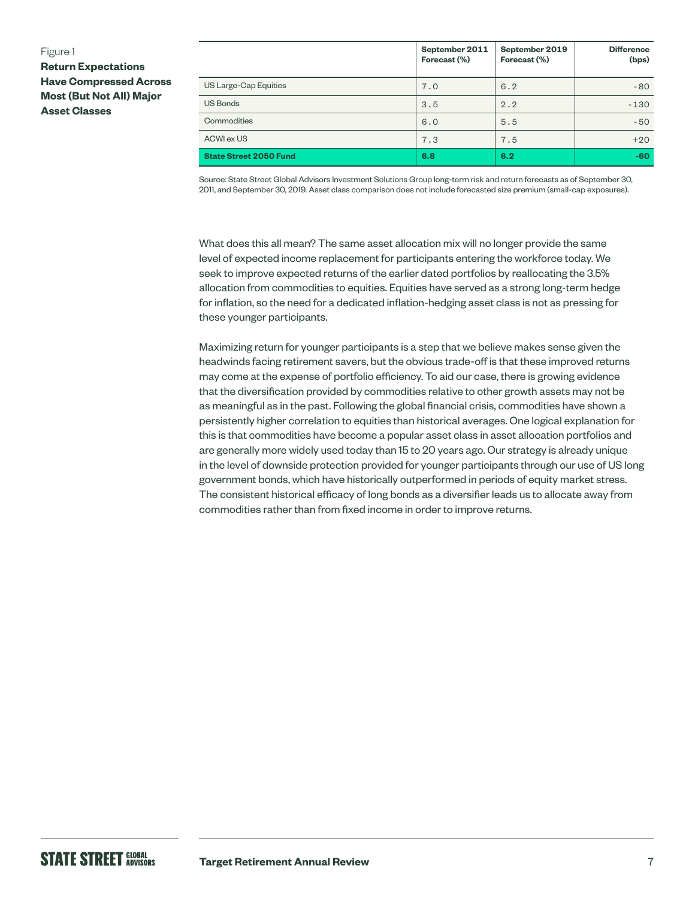Figure 1

**Return Expectations Have Compressed Across Most (But Not All) Major Asset Classes**

| | September 2011 Forecast (%) | September 2019 Forecast (%) | Difference (bps) |
|---|---|---|---|
| US Large-Cap Equities | 7.0 | 6.2 | -80 |
| US Bonds | 3.5 | 2.2 | -130 |
| Commodities | 6.0 | 5.5 | -50 |
| ACWI ex US | 7.3 | 7.5 | +20 |
| **State Street 2050 Fund** | **6.8** | **6.2** | **-60** |

Source: State Street Global Advisors Investment Solutions Group long-term risk and return forecasts as of September 30, 2011, and September 30, 2019. Asset class comparison does not include forecasted size premium (small-cap exposures).

What does this all mean? The same asset allocation mix will no longer provide the same level of expected income replacement for participants entering the workforce today. We seek to improve expected returns of the earlier dated portfolios by reallocating the 3.5% allocation from commodities to equities. Equities have served as a strong long-term hedge for inflation, so the need for a dedicated inflation-hedging asset class is not as pressing for these younger participants.

Maximizing return for younger participants is a step that we believe makes sense given the headwinds facing retirement savers, but the obvious trade-off is that these improved returns may come at the expense of portfolio efficiency. To aid our case, there is growing evidence that the diversification provided by commodities relative to other growth assets may not be as meaningful as in the past. Following the global financial crisis, commodities have shown a persistently higher correlation to equities than historical averages. One logical explanation for this is that commodities have become a popular asset class in asset allocation portfolios and are generally more widely used today than 15 to 20 years ago. Our strategy is already unique in the level of downside protection provided for younger participants through our use of US long government bonds, which have historically outperformed in periods of equity market stress. The consistent historical efficacy of long bonds as a diversifier leads us to allocate away from commodities rather than from fixed income in order to improve returns.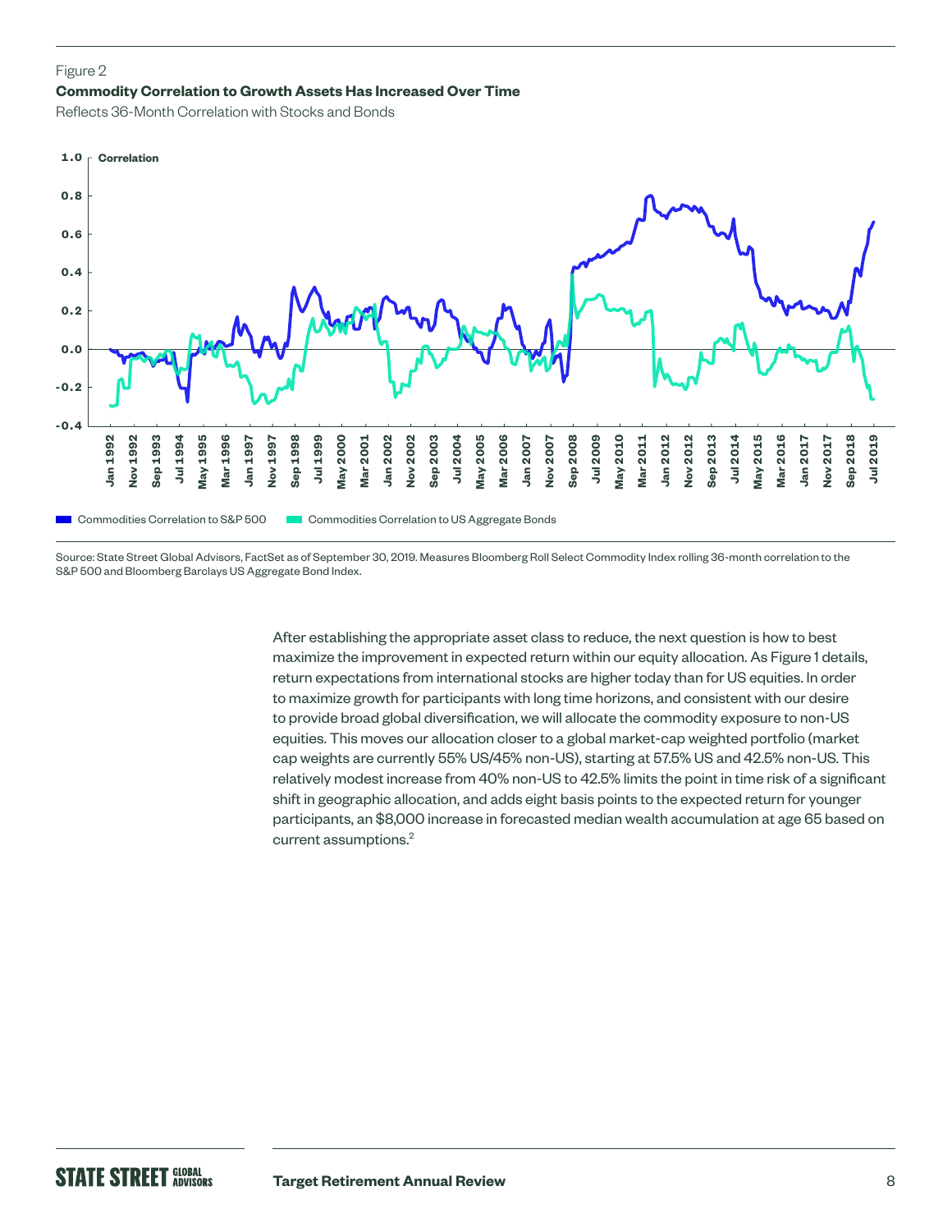Figure 2

**Commodity Correlation to Growth Assets Has Increased Over Time**

Reflects 36-Month Correlation with Stocks and Bonds

Source: State Street Global Advisors, FactSet as of September 30, 2019. Measures Bloomberg Roll Select Commodity Index rolling 36-month correlation to the S&P 500 and Bloomberg Barclays US Aggregate Bond Index.

After establishing the appropriate asset class to reduce, the next question is how to best maximize the improvement in expected return within our equity allocation. As Figure 1 details, return expectations from international stocks are higher today than for US equities. In order to maximize growth for participants with long time horizons, and consistent with our desire to provide broad global diversification, we will allocate the commodity exposure to non-US equities. This moves our allocation closer to a global market-cap weighted portfolio (market cap weights are currently 55% US/45% non-US), starting at 57.5% US and 42.5% non-US. This relatively modest increase from 40% non-US to 42.5% limits the point in time risk of a significant shift in geographic allocation, and adds eight basis points to the expected return for younger participants, an $8,000 increase in forecasted median wealth accumulation at age 65 based on current assumptions.[2]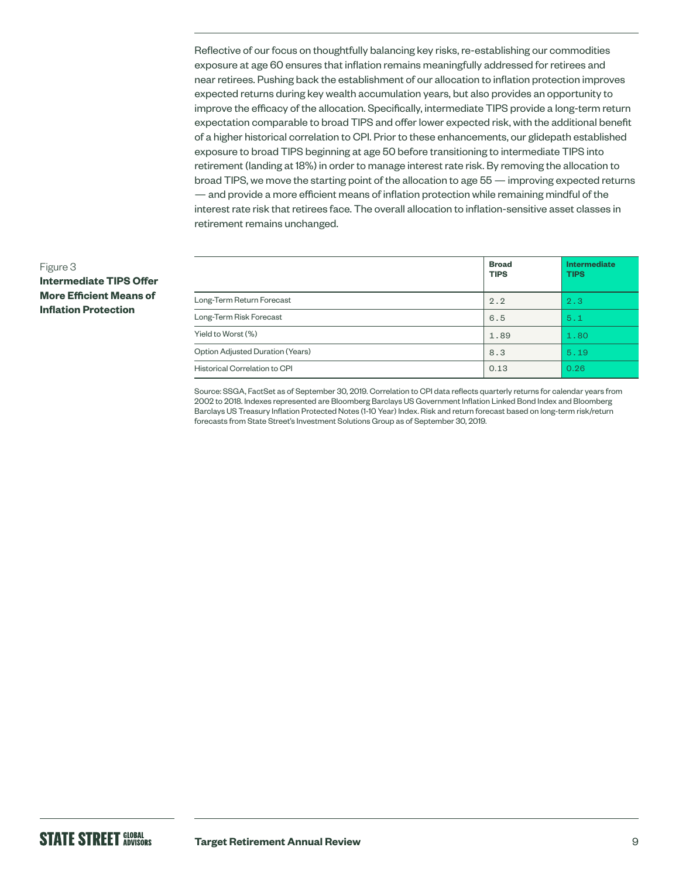Reflective of our focus on thoughtfully balancing key risks, re-establishing our commodities exposure at age 60 ensures that inflation remains meaningfully addressed for retirees and near retirees. Pushing back the establishment of our allocation to inflation protection improves expected returns during key wealth accumulation years, but also provides an opportunity to improve the efficacy of the allocation. Specifically, intermediate TIPS provide a long-term return expectation comparable to broad TIPS and offer lower expected risk, with the additional benefit of a higher historical correlation to CPI. Prior to these enhancements, our glidepath established exposure to broad TIPS beginning at age 50 before transitioning to intermediate TIPS into retirement (landing at 18%) in order to manage interest rate risk. By removing the allocation to broad TIPS, we move the starting point of the allocation to age 55 — improving expected returns — and provide a more efficient means of inflation protection while remaining mindful of the interest rate risk that retirees face. The overall allocation to inflation-sensitive asset classes in retirement remains unchanged.

Figure 3
**Intermediate TIPS Offer More Efficient Means of Inflation Protection**

| | Broad TIPS | Intermediate TIPS |
|---|---|---|
| Long-Term Return Forecast | 2.2 | 2.3 |
| Long-Term Risk Forecast | 6.5 | 5.1 |
| Yield to Worst (%) | 1.89 | 1.80 |
| Option Adjusted Duration (Years) | 8.3 | 5.19 |
| Historical Correlation to CPI | 0.13 | 0.26 |

Source: SSGA, FactSet as of September 30, 2019. Correlation to CPI data reflects quarterly returns for calendar years from 2002 to 2018. Indexes represented are Bloomberg Barclays US Government Inflation Linked Bond Index and Bloomberg Barclays US Treasury Inflation Protected Notes (1-10 Year) Index. Risk and return forecast based on long-term risk/return forecasts from State Street's Investment Solutions Group as of September 30, 2019.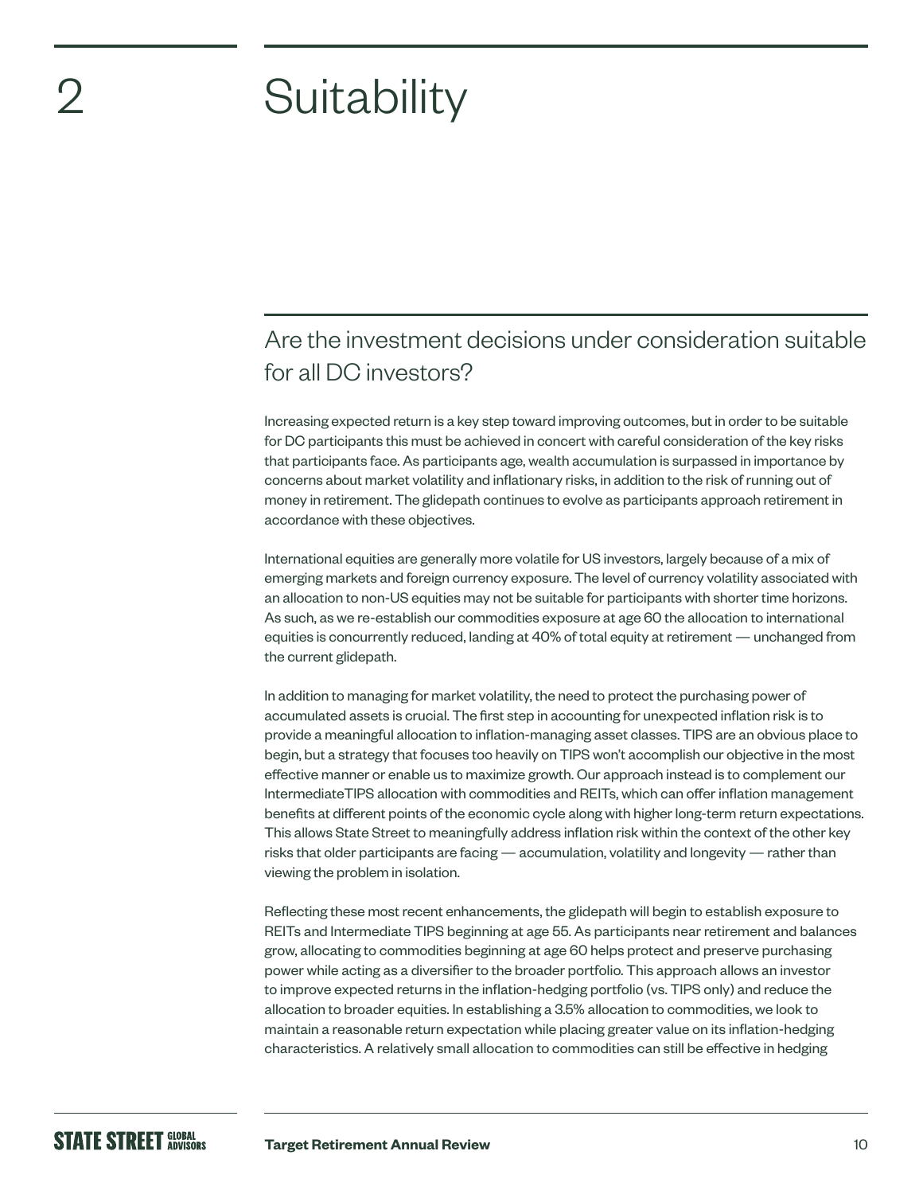# 2 Suitability

## Are the investment decisions under consideration suitable for all DC investors?

Increasing expected return is a key step toward improving outcomes, but in order to be suitable for DC participants this must be achieved in concert with careful consideration of the key risks that participants face. As participants age, wealth accumulation is surpassed in importance by concerns about market volatility and inflationary risks, in addition to the risk of running out of money in retirement. The glidepath continues to evolve as participants approach retirement in accordance with these objectives.

International equities are generally more volatile for US investors, largely because of a mix of emerging markets and foreign currency exposure. The level of currency volatility associated with an allocation to non-US equities may not be suitable for participants with shorter time horizons. As such, as we re-establish our commodities exposure at age 60 the allocation to international equities is concurrently reduced, landing at 40% of total equity at retirement — unchanged from the current glidepath.

In addition to managing for market volatility, the need to protect the purchasing power of accumulated assets is crucial. The first step in accounting for unexpected inflation risk is to provide a meaningful allocation to inflation-managing asset classes. TIPS are an obvious place to begin, but a strategy that focuses too heavily on TIPS won't accomplish our objective in the most effective manner or enable us to maximize growth. Our approach instead is to complement our IntermediateTIPS allocation with commodities and REITs, which can offer inflation management benefits at different points of the economic cycle along with higher long-term return expectations. This allows State Street to meaningfully address inflation risk within the context of the other key risks that older participants are facing — accumulation, volatility and longevity — rather than viewing the problem in isolation.

Reflecting these most recent enhancements, the glidepath will begin to establish exposure to REITs and Intermediate TIPS beginning at age 55. As participants near retirement and balances grow, allocating to commodities beginning at age 60 helps protect and preserve purchasing power while acting as a diversifier to the broader portfolio. This approach allows an investor to improve expected returns in the inflation-hedging portfolio (vs. TIPS only) and reduce the allocation to broader equities. In establishing a 3.5% allocation to commodities, we look to maintain a reasonable return expectation while placing greater value on its inflation-hedging characteristics. A relatively small allocation to commodities can still be effective in hedging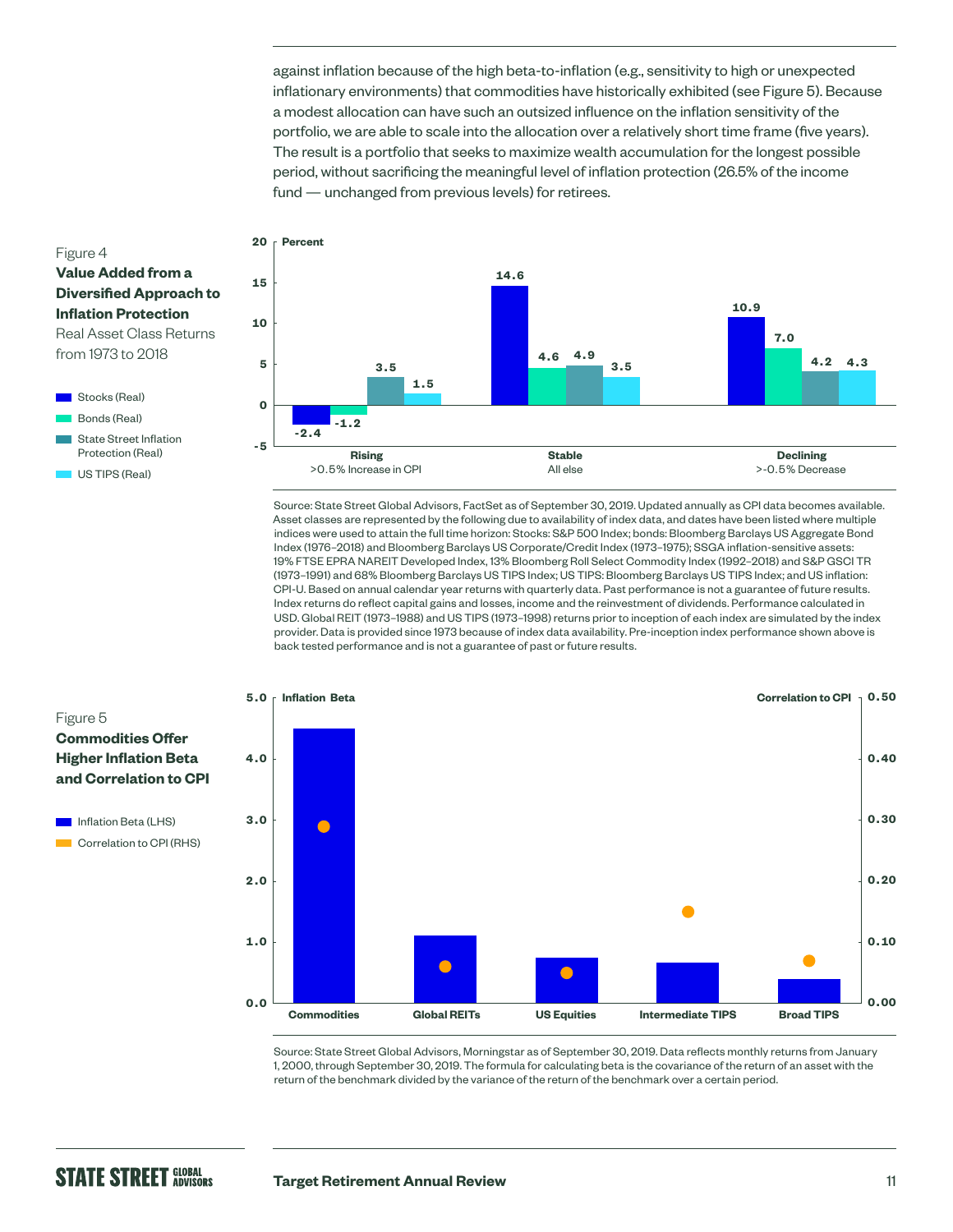against inflation because of the high beta-to-inflation (e.g., sensitivity to high or unexpected inflationary environments) that commodities have historically exhibited (see Figure 5). Because a modest allocation can have such an outsized influence on the inflation sensitivity of the portfolio, we are able to scale into the allocation over a relatively short time frame (five years). The result is a portfolio that seeks to maximize wealth accumulation for the longest possible period, without sacrificing the meaningful level of inflation protection (26.5% of the income fund — unchanged from previous levels) for retirees.

Figure 4
**Value Added from a Diversified Approach to Inflation Protection**
Real Asset Class Returns from 1973 to 2018

| Percent | Rising (>0.5% Increase in CPI) | Stable (All else) | Declining (>-0.5% Decrease) |
|---|---|---|---|
| Stocks (Real) | -2.4 | 14.6 | 10.9 |
| Bonds (Real) | -1.2 | 4.6 | 7.0 |
| State Street Inflation Protection (Real) | 3.5 | 4.9 | 4.2 |
| US TIPS (Real) | 1.5 | 3.5 | 4.3 |

Source: State Street Global Advisors, FactSet as of September 30, 2019. Updated annually as CPI data becomes available. Asset classes are represented by the following due to availability of index data, and dates have been listed where multiple indices were used to attain the full time horizon: Stocks: S&P 500 Index; bonds: Bloomberg Barclays US Aggregate Bond Index (1976–2018) and Bloomberg Barclays US Corporate/Credit Index (1973–1975); SSGA inflation-sensitive assets: 19% FTSE EPRA NAREIT Developed Index, 13% Bloomberg Roll Select Commodity Index (1992–2018) and S&P GSCI TR (1973–1991) and 68% Bloomberg Barclays US TIPS Index; US TIPS: Bloomberg Barclays US TIPS Index; and US inflation: CPI-U. Based on annual calendar year returns with quarterly data. Past performance is not a guarantee of future results. Index returns do reflect capital gains and losses, income and the reinvestment of dividends. Performance calculated in USD. Global REIT (1973–1988) and US TIPS (1973–1998) returns prior to inception of each index are simulated by the index provider. Data is provided since 1973 because of index data availability. Pre-inception index performance shown above is back tested performance and is not a guarantee of past or future results.

Figure 5
**Commodities Offer Higher Inflation Beta and Correlation to CPI**

| | Inflation Beta (LHS) | Correlation to CPI (RHS) |
|---|---|---|
| Commodities | 4.5 | 0.29 |
| Global REITs | 1.1 | 0.06 |
| US Equities | 0.75 | 0.05 |
| Intermediate TIPS | 0.67 | 0.15 |
| Broad TIPS | 0.4 | 0.07 |

Source: State Street Global Advisors, Morningstar as of September 30, 2019. Data reflects monthly returns from January 1, 2000, through September 30, 2019. The formula for calculating beta is the covariance of the return of an asset with the return of the benchmark divided by the variance of the return of the benchmark over a certain period.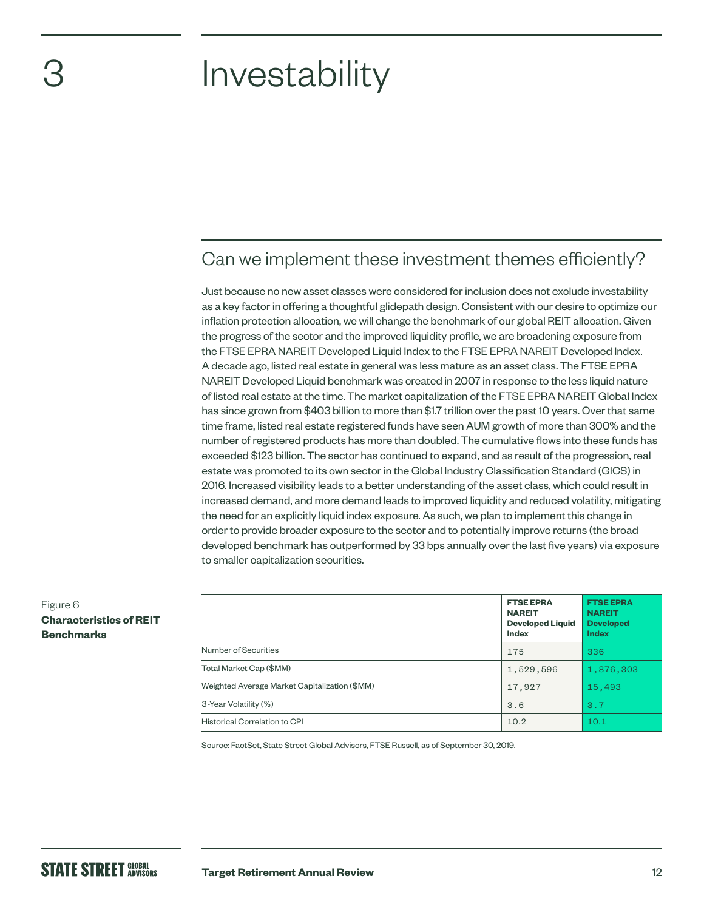# 3 Investability

## Can we implement these investment themes efficiently?

Just because no new asset classes were considered for inclusion does not exclude investability as a key factor in offering a thoughtful glidepath design. Consistent with our desire to optimize our inflation protection allocation, we will change the benchmark of our global REIT allocation. Given the progress of the sector and the improved liquidity profile, we are broadening exposure from the FTSE EPRA NAREIT Developed Liquid Index to the FTSE EPRA NAREIT Developed Index. A decade ago, listed real estate in general was less mature as an asset class. The FTSE EPRA NAREIT Developed Liquid benchmark was created in 2007 in response to the less liquid nature of listed real estate at the time. The market capitalization of the FTSE EPRA NAREIT Global Index has since grown from $403 billion to more than $1.7 trillion over the past 10 years. Over that same time frame, listed real estate registered funds have seen AUM growth of more than 300% and the number of registered products has more than doubled. The cumulative flows into these funds has exceeded $123 billion. The sector has continued to expand, and as result of the progression, real estate was promoted to its own sector in the Global Industry Classification Standard (GICS) in 2016. Increased visibility leads to a better understanding of the asset class, which could result in increased demand, and more demand leads to improved liquidity and reduced volatility, mitigating the need for an explicitly liquid index exposure. As such, we plan to implement this change in order to provide broader exposure to the sector and to potentially improve returns (the broad developed benchmark has outperformed by 33 bps annually over the last five years) via exposure to smaller capitalization securities.

Figure 6
**Characteristics of REIT Benchmarks**

| | **FTSE EPRA NAREIT Developed Liquid Index** | **FTSE EPRA NAREIT Developed Index** |
|---|---|---|
| Number of Securities | 175 | 336 |
| Total Market Cap ($MM) | 1,529,596 | 1,876,303 |
| Weighted Average Market Capitalization ($MM) | 17,927 | 15,493 |
| 3-Year Volatility (%) | 3.6 | 3.7 |
| Historical Correlation to CPI | 10.2 | 10.1 |

Source: FactSet, State Street Global Advisors, FTSE Russell, as of September 30, 2019.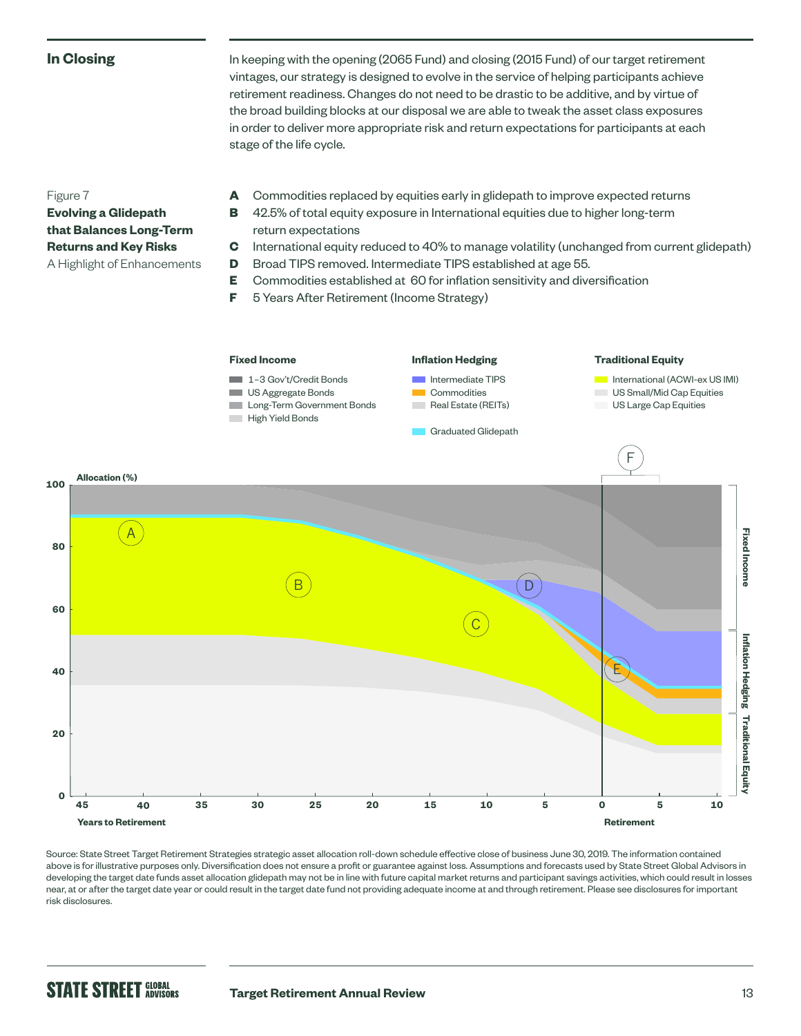## In Closing

In keeping with the opening (2065 Fund) and closing (2015 Fund) of our target retirement vintages, our strategy is designed to evolve in the service of helping participants achieve retirement readiness. Changes do not need to be drastic to be additive, and by virtue of the broad building blocks at our disposal we are able to tweak the asset class exposures in order to deliver more appropriate risk and return expectations for participants at each stage of the life cycle.

Figure 7
**Evolving a Glidepath that Balances Long-Term Returns and Key Risks**
A Highlight of Enhancements

- **A** Commodities replaced by equities early in glidepath to improve expected returns
- **B** 42.5% of total equity exposure in International equities due to higher long-term return expectations
- **C** International equity reduced to 40% to manage volatility (unchanged from current glidepath)
- **D** Broad TIPS removed. Intermediate TIPS established at age 55.
- **E** Commodities established at 60 for inflation sensitivity and diversification
- **F** 5 Years After Retirement (Income Strategy)

**Fixed Income**
- 1–3 Gov't/Credit Bonds
- US Aggregate Bonds
- Long-Term Government Bonds
- High Yield Bonds

**Inflation Hedging**
- Intermediate TIPS
- Commodities
- Real Estate (REITs)

Graduated Glidepath

**Traditional Equity**
- International (ACWI-ex US IMI)
- US Small/Mid Cap Equities
- US Large Cap Equities

Source: State Street Target Retirement Strategies strategic asset allocation roll-down schedule effective close of business June 30, 2019. The information contained above is for illustrative purposes only. Diversification does not ensure a profit or guarantee against loss. Assumptions and forecasts used by State Street Global Advisors in developing the target date funds asset allocation glidepath may not be in line with future capital market returns and participant savings activities, which could result in losses near, at or after the target date year or could result in the target date fund not providing adequate income at and through retirement. Please see disclosures for important risk disclosures.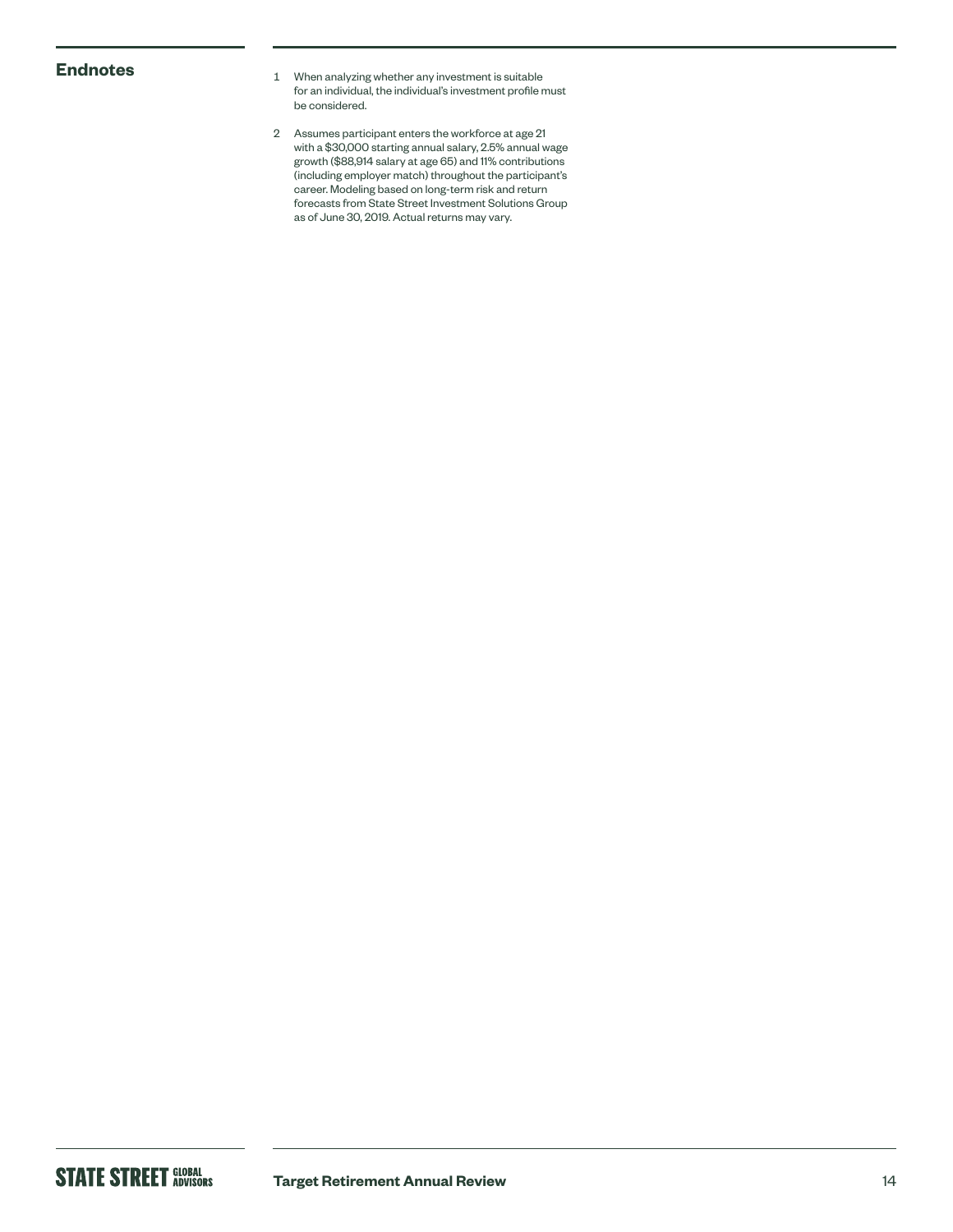## Endnotes

1. When analyzing whether any investment is suitable for an individual, the individual's investment profile must be considered.

2. Assumes participant enters the workforce at age 21 with a $30,000 starting annual salary, 2.5% annual wage growth ($88,914 salary at age 65) and 11% contributions (including employer match) throughout the participant's career. Modeling based on long-term risk and return forecasts from State Street Investment Solutions Group as of June 30, 2019. Actual returns may vary.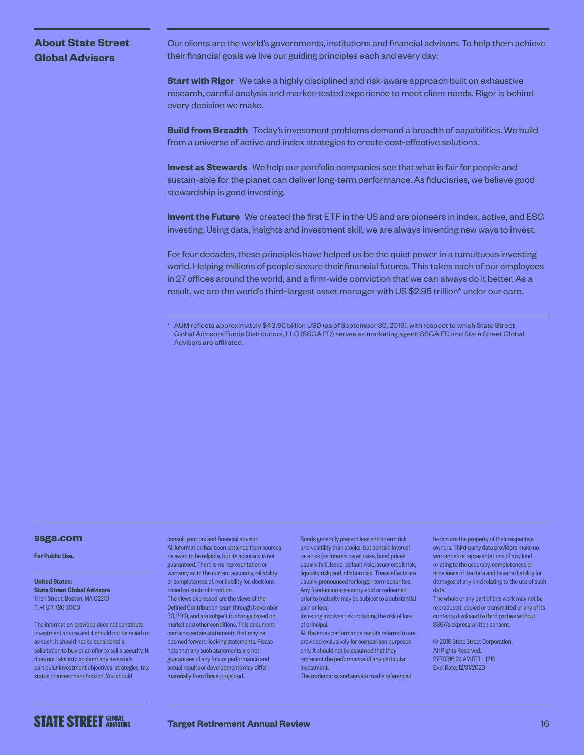## About State Street Global Advisors

Our clients are the world's governments, institutions and financial advisors. To help them achieve their financial goals we live our guiding principles each and every day:

**Start with Rigor** We take a highly disciplined and risk-aware approach built on exhaustive research, careful analysis and market-tested experience to meet client needs. Rigor is behind every decision we make.

**Build from Breadth** Today's investment problems demand a breadth of capabilities. We build from a universe of active and index strategies to create cost-effective solutions.

**Invest as Stewards** We help our portfolio companies see that what is fair for people and sustain-able for the planet can deliver long-term performance. As fiduciaries, we believe good stewardship is good investing.

**Invent the Future** We created the first ETF in the US and are pioneers in index, active, and ESG investing. Using data, insights and investment skill, we are always inventing new ways to invest.

For four decades, these principles have helped us be the quiet power in a tumultuous investing world. Helping millions of people secure their financial futures. This takes each of our employees in 27 offices around the world, and a firm-wide conviction that we can always do it better. As a result, we are the world's third-largest asset manager with US $2.95 trillion* under our care.

\* AUM reflects approximately $43.96 billion USD (as of September 30, 2019), with respect to which State Street Global Advisors Funds Distributors, LLC (SSGA FD) serves as marketing agent; SSGA FD and State Street Global Advisors are affiliated.

**ssga.com**

**For Public Use.**

**United States:**
**State Street Global Advisors**
1 Iron Street, Boston, MA 02210
T: +1 617 786 3000

The information provided does not constitute investment advice and it should not be relied on as such. It should not be considered a solicitation to buy or an offer to sell a security. It does not take into account any investor's particular investment objectives, strategies, tax status or investment horizon. You should consult your tax and financial advisor.

All information has been obtained from sources believed to be reliable, but its accuracy is not guaranteed. There is no representation or warranty as to the current accuracy, reliability or completeness of, nor liability for, decisions based on such information.

The views expressed are the views of the Defined Contribution team through November 30, 2019, and are subject to change based on market and other conditions. This document contains certain statements that may be deemed forward-looking statements. Please note that any such statements are not guarantees of any future performance and actual results or developments may differ materially from those projected.

Bonds generally present less short-term risk and volatility than stocks, but contain interest rate risk (as interest rates raise, bond prices usually fall); issuer default risk; issuer credit risk; liquidity risk; and inflation risk. These effects are usually pronounced for longer-term securities. Any fixed-income security sold or redeemed prior to maturity may be subject to a substantial gain or loss.

Investing involves risk including the risk of loss of principal.

All the index performance results referred to are provided exclusively for comparison purposes only. It should not be assumed that they represent the performance of any particular investment.

The trademarks and service marks referenced herein are the property of their respective owners. Third-party data providers make no warranties or representations of any kind relating to the accuracy, completeness or timeliness of the data and have no liability for damages of any kind relating to the use of such data.

The whole or any part of this work may not be reproduced, copied or transmitted or any of its contents disclosed to third parties without SSGA's express written consent.

© 2019 State Street Corporation.
All Rights Reserved.
2770316.2.1.AM.RTL 1219
Exp. Date: 12/31/2020